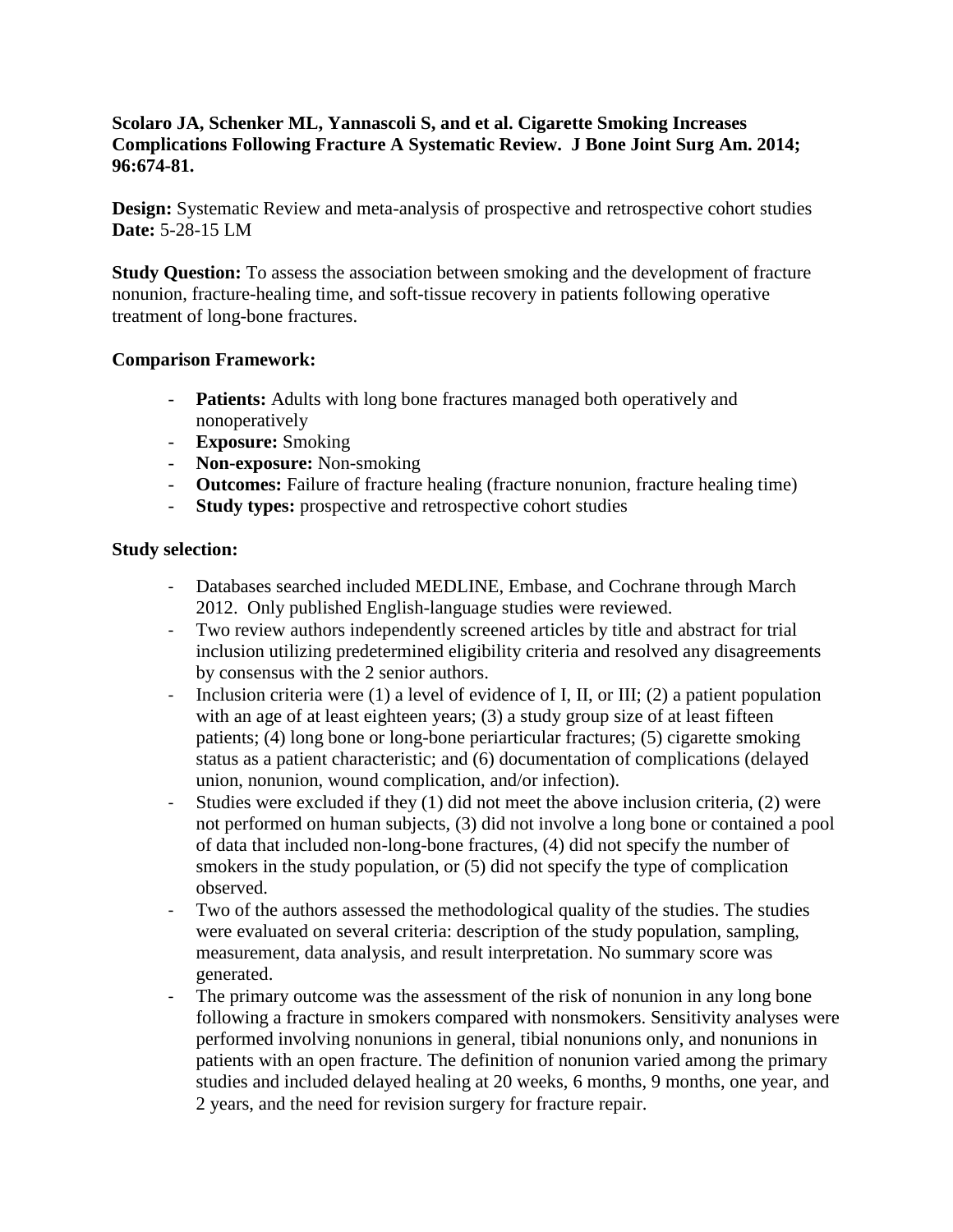**Scolaro JA, Schenker ML, Yannascoli S, and et al. Cigarette Smoking Increases Complications Following Fracture A Systematic Review. J Bone Joint Surg Am. 2014; 96:674-81.**

**Design:** Systematic Review and meta-analysis of prospective and retrospective cohort studies
**Date:** 5-28-15 LM

**Study Question:** To assess the association between smoking and the development of fracture nonunion, fracture-healing time, and soft-tissue recovery in patients following operative treatment of long-bone fractures.

**Comparison Framework:**

- **Patients:** Adults with long bone fractures managed both operatively and nonoperatively
- **Exposure:** Smoking
- **Non-exposure:** Non-smoking
- **Outcomes:** Failure of fracture healing (fracture nonunion, fracture healing time)
- **Study types:** prospective and retrospective cohort studies

**Study selection:**

- Databases searched included MEDLINE, Embase, and Cochrane through March 2012. Only published English-language studies were reviewed.
- Two review authors independently screened articles by title and abstract for trial inclusion utilizing predetermined eligibility criteria and resolved any disagreements by consensus with the 2 senior authors.
- Inclusion criteria were (1) a level of evidence of I, II, or III; (2) a patient population with an age of at least eighteen years; (3) a study group size of at least fifteen patients; (4) long bone or long-bone periarticular fractures; (5) cigarette smoking status as a patient characteristic; and (6) documentation of complications (delayed union, nonunion, wound complication, and/or infection).
- Studies were excluded if they (1) did not meet the above inclusion criteria, (2) were not performed on human subjects, (3) did not involve a long bone or contained a pool of data that included non-long-bone fractures, (4) did not specify the number of smokers in the study population, or (5) did not specify the type of complication observed.
- Two of the authors assessed the methodological quality of the studies. The studies were evaluated on several criteria: description of the study population, sampling, measurement, data analysis, and result interpretation. No summary score was generated.
- The primary outcome was the assessment of the risk of nonunion in any long bone following a fracture in smokers compared with nonsmokers. Sensitivity analyses were performed involving nonunions in general, tibial nonunions only, and nonunions in patients with an open fracture. The definition of nonunion varied among the primary studies and included delayed healing at 20 weeks, 6 months, 9 months, one year, and 2 years, and the need for revision surgery for fracture repair.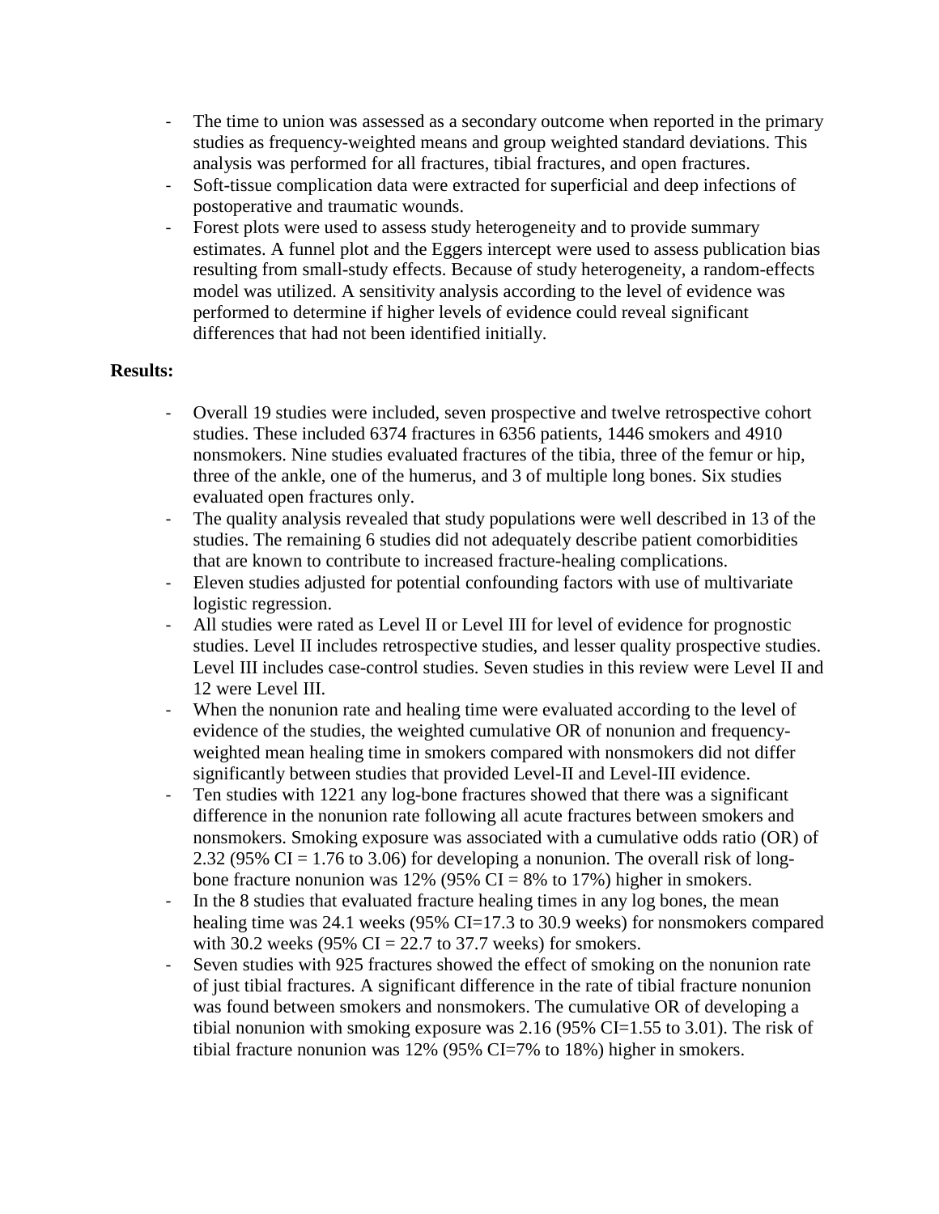- The time to union was assessed as a secondary outcome when reported in the primary studies as frequency-weighted means and group weighted standard deviations. This analysis was performed for all fractures, tibial fractures, and open fractures.
- Soft-tissue complication data were extracted for superficial and deep infections of postoperative and traumatic wounds.
- Forest plots were used to assess study heterogeneity and to provide summary estimates. A funnel plot and the Eggers intercept were used to assess publication bias resulting from small-study effects. Because of study heterogeneity, a random-effects model was utilized. A sensitivity analysis according to the level of evidence was performed to determine if higher levels of evidence could reveal significant differences that had not been identified initially.

**Results:**

- Overall 19 studies were included, seven prospective and twelve retrospective cohort studies. These included 6374 fractures in 6356 patients, 1446 smokers and 4910 nonsmokers. Nine studies evaluated fractures of the tibia, three of the femur or hip, three of the ankle, one of the humerus, and 3 of multiple long bones. Six studies evaluated open fractures only.
- The quality analysis revealed that study populations were well described in 13 of the studies. The remaining 6 studies did not adequately describe patient comorbidities that are known to contribute to increased fracture-healing complications.
- Eleven studies adjusted for potential confounding factors with use of multivariate logistic regression.
- All studies were rated as Level II or Level III for level of evidence for prognostic studies. Level II includes retrospective studies, and lesser quality prospective studies. Level III includes case-control studies. Seven studies in this review were Level II and 12 were Level III.
- When the nonunion rate and healing time were evaluated according to the level of evidence of the studies, the weighted cumulative OR of nonunion and frequency-weighted mean healing time in smokers compared with nonsmokers did not differ significantly between studies that provided Level-II and Level-III evidence.
- Ten studies with 1221 any log-bone fractures showed that there was a significant difference in the nonunion rate following all acute fractures between smokers and nonsmokers. Smoking exposure was associated with a cumulative odds ratio (OR) of 2.32 (95% CI = 1.76 to 3.06) for developing a nonunion. The overall risk of long-bone fracture nonunion was 12% (95% CI = 8% to 17%) higher in smokers.
- In the 8 studies that evaluated fracture healing times in any log bones, the mean healing time was 24.1 weeks (95% CI=17.3 to 30.9 weeks) for nonsmokers compared with 30.2 weeks (95% CI = 22.7 to 37.7 weeks) for smokers.
- Seven studies with 925 fractures showed the effect of smoking on the nonunion rate of just tibial fractures. A significant difference in the rate of tibial fracture nonunion was found between smokers and nonsmokers. The cumulative OR of developing a tibial nonunion with smoking exposure was 2.16 (95% CI=1.55 to 3.01). The risk of tibial fracture nonunion was 12% (95% CI=7% to 18%) higher in smokers.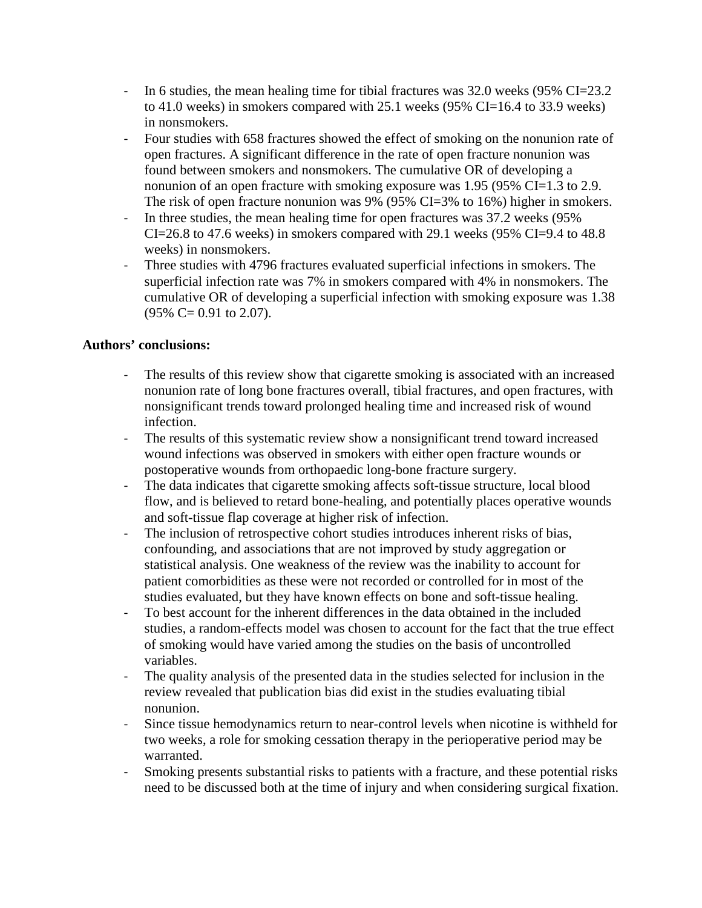- In 6 studies, the mean healing time for tibial fractures was 32.0 weeks (95% CI=23.2 to 41.0 weeks) in smokers compared with 25.1 weeks (95% CI=16.4 to 33.9 weeks) in nonsmokers.
- Four studies with 658 fractures showed the effect of smoking on the nonunion rate of open fractures. A significant difference in the rate of open fracture nonunion was found between smokers and nonsmokers. The cumulative OR of developing a nonunion of an open fracture with smoking exposure was 1.95 (95% CI=1.3 to 2.9. The risk of open fracture nonunion was 9% (95% CI=3% to 16%) higher in smokers.
- In three studies, the mean healing time for open fractures was 37.2 weeks (95% CI=26.8 to 47.6 weeks) in smokers compared with 29.1 weeks (95% CI=9.4 to 48.8 weeks) in nonsmokers.
- Three studies with 4796 fractures evaluated superficial infections in smokers. The superficial infection rate was 7% in smokers compared with 4% in nonsmokers. The cumulative OR of developing a superficial infection with smoking exposure was 1.38 (95% C= 0.91 to 2.07).

**Authors' conclusions:**

- The results of this review show that cigarette smoking is associated with an increased nonunion rate of long bone fractures overall, tibial fractures, and open fractures, with nonsignificant trends toward prolonged healing time and increased risk of wound infection.
- The results of this systematic review show a nonsignificant trend toward increased wound infections was observed in smokers with either open fracture wounds or postoperative wounds from orthopaedic long-bone fracture surgery.
- The data indicates that cigarette smoking affects soft-tissue structure, local blood flow, and is believed to retard bone-healing, and potentially places operative wounds and soft-tissue flap coverage at higher risk of infection.
- The inclusion of retrospective cohort studies introduces inherent risks of bias, confounding, and associations that are not improved by study aggregation or statistical analysis. One weakness of the review was the inability to account for patient comorbidities as these were not recorded or controlled for in most of the studies evaluated, but they have known effects on bone and soft-tissue healing.
- To best account for the inherent differences in the data obtained in the included studies, a random-effects model was chosen to account for the fact that the true effect of smoking would have varied among the studies on the basis of uncontrolled variables.
- The quality analysis of the presented data in the studies selected for inclusion in the review revealed that publication bias did exist in the studies evaluating tibial nonunion.
- Since tissue hemodynamics return to near-control levels when nicotine is withheld for two weeks, a role for smoking cessation therapy in the perioperative period may be warranted.
- Smoking presents substantial risks to patients with a fracture, and these potential risks need to be discussed both at the time of injury and when considering surgical fixation.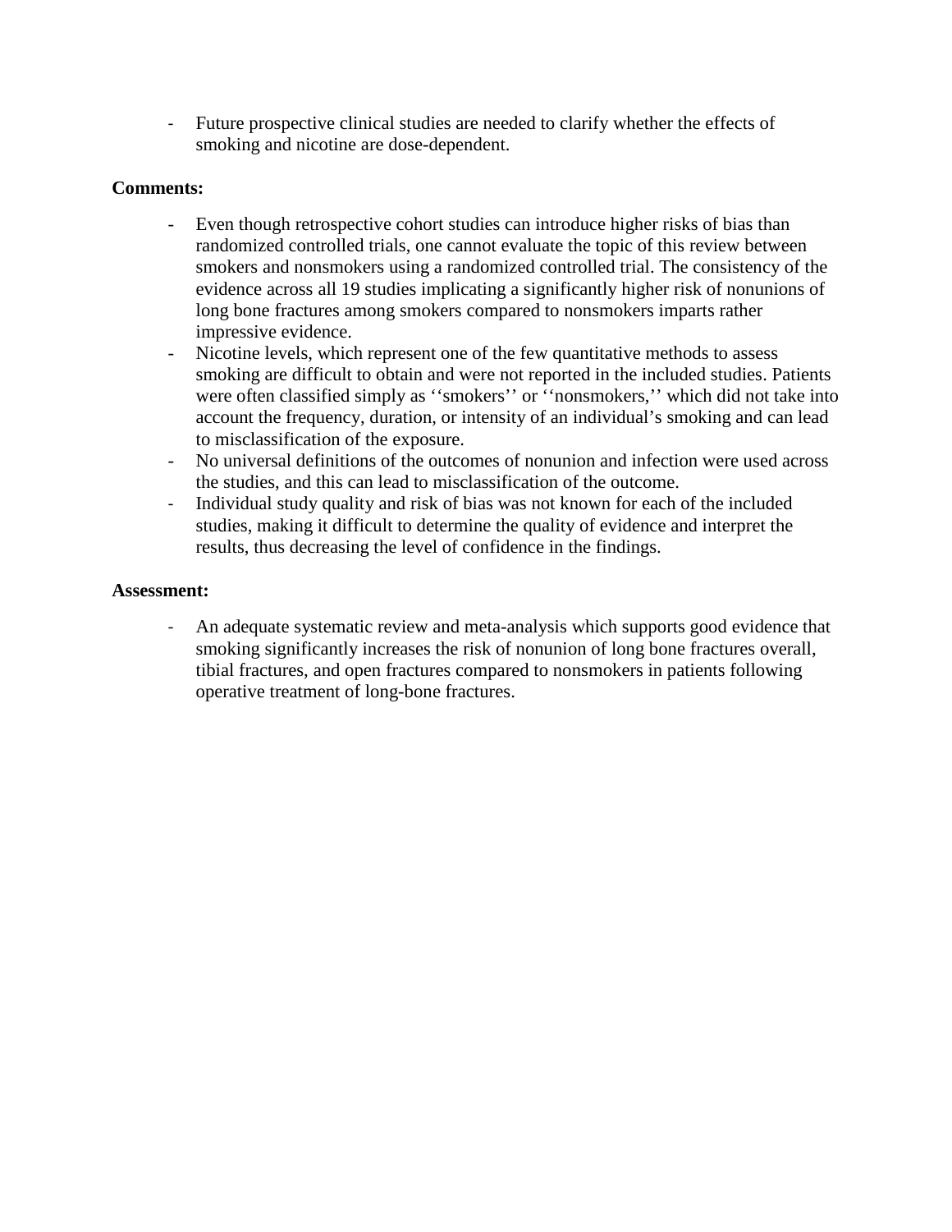- Future prospective clinical studies are needed to clarify whether the effects of smoking and nicotine are dose-dependent.

**Comments:**

- Even though retrospective cohort studies can introduce higher risks of bias than randomized controlled trials, one cannot evaluate the topic of this review between smokers and nonsmokers using a randomized controlled trial. The consistency of the evidence across all 19 studies implicating a significantly higher risk of nonunions of long bone fractures among smokers compared to nonsmokers imparts rather impressive evidence.
- Nicotine levels, which represent one of the few quantitative methods to assess smoking are difficult to obtain and were not reported in the included studies. Patients were often classified simply as ‘‘smokers’’ or ‘‘nonsmokers,’’ which did not take into account the frequency, duration, or intensity of an individual's smoking and can lead to misclassification of the exposure.
- No universal definitions of the outcomes of nonunion and infection were used across the studies, and this can lead to misclassification of the outcome.
- Individual study quality and risk of bias was not known for each of the included studies, making it difficult to determine the quality of evidence and interpret the results, thus decreasing the level of confidence in the findings.

**Assessment:**

- An adequate systematic review and meta-analysis which supports good evidence that smoking significantly increases the risk of nonunion of long bone fractures overall, tibial fractures, and open fractures compared to nonsmokers in patients following operative treatment of long-bone fractures.